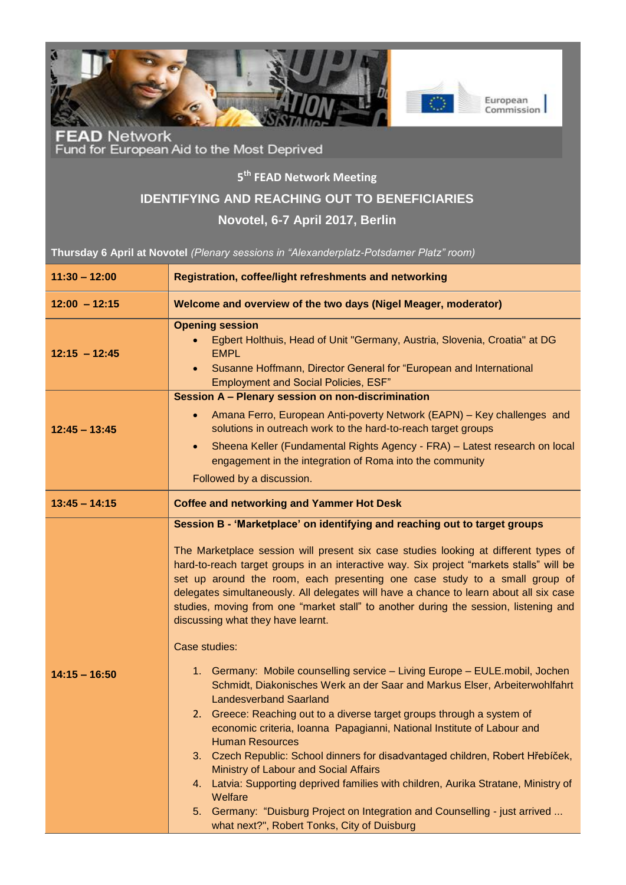**FEAD Network**
Fund for European Aid to the Most Deprived

European Commission

## 5th FEAD Network Meeting

# IDENTIFYING AND REACHING OUT TO BENEFICIARIES

## Novotel, 6-7 April 2017, Berlin

**Thursday 6 April at Novotel** *(Plenary sessions in "Alexanderplatz-Potsdamer Platz" room)*

| | |
|---|---|
| **11:30 – 12:00** | **Registration, coffee/light refreshments and networking** |
| **12:00 – 12:15** | **Welcome and overview of the two days (Nigel Meager, moderator)** |
| **12:15 – 12:45** | **Opening session**<br>• Egbert Holthuis, Head of Unit "Germany, Austria, Slovenia, Croatia" at DG EMPL<br>• Susanne Hoffmann, Director General for "European and International Employment and Social Policies, ESF" |
| **12:45 – 13:45** | **Session A – Plenary session on non-discrimination**<br>• Amana Ferro, European Anti-poverty Network (EAPN) – Key challenges and solutions in outreach work to the hard-to-reach target groups<br>• Sheena Keller (Fundamental Rights Agency - FRA) – Latest research on local engagement in the integration of Roma into the community<br>Followed by a discussion. |
| **13:45 – 14:15** | **Coffee and networking and Yammer Hot Desk** |
| **14:15 – 16:50** | **Session B - 'Marketplace' on identifying and reaching out to target groups**<br><br>The Marketplace session will present six case studies looking at different types of hard-to-reach target groups in an interactive way. Six project "markets stalls" will be set up around the room, each presenting one case study to a small group of delegates simultaneously. All delegates will have a chance to learn about all six case studies, moving from one "market stall" to another during the session, listening and discussing what they have learnt.<br><br>Case studies:<br>1. Germany: Mobile counselling service – Living Europe – EULE.mobil, Jochen Schmidt, Diakonisches Werk an der Saar and Markus Elser, Arbeiterwohlfahrt Landesverband Saarland<br>2. Greece: Reaching out to a diverse target groups through a system of economic criteria, Ioanna Papagianni, National Institute of Labour and Human Resources<br>3. Czech Republic: School dinners for disadvantaged children, Robert Hřebíček, Ministry of Labour and Social Affairs<br>4. Latvia: Supporting deprived families with children, Aurika Stratane, Ministry of Welfare<br>5. Germany: "Duisburg Project on Integration and Counselling - just arrived ... what next?", Robert Tonks, City of Duisburg |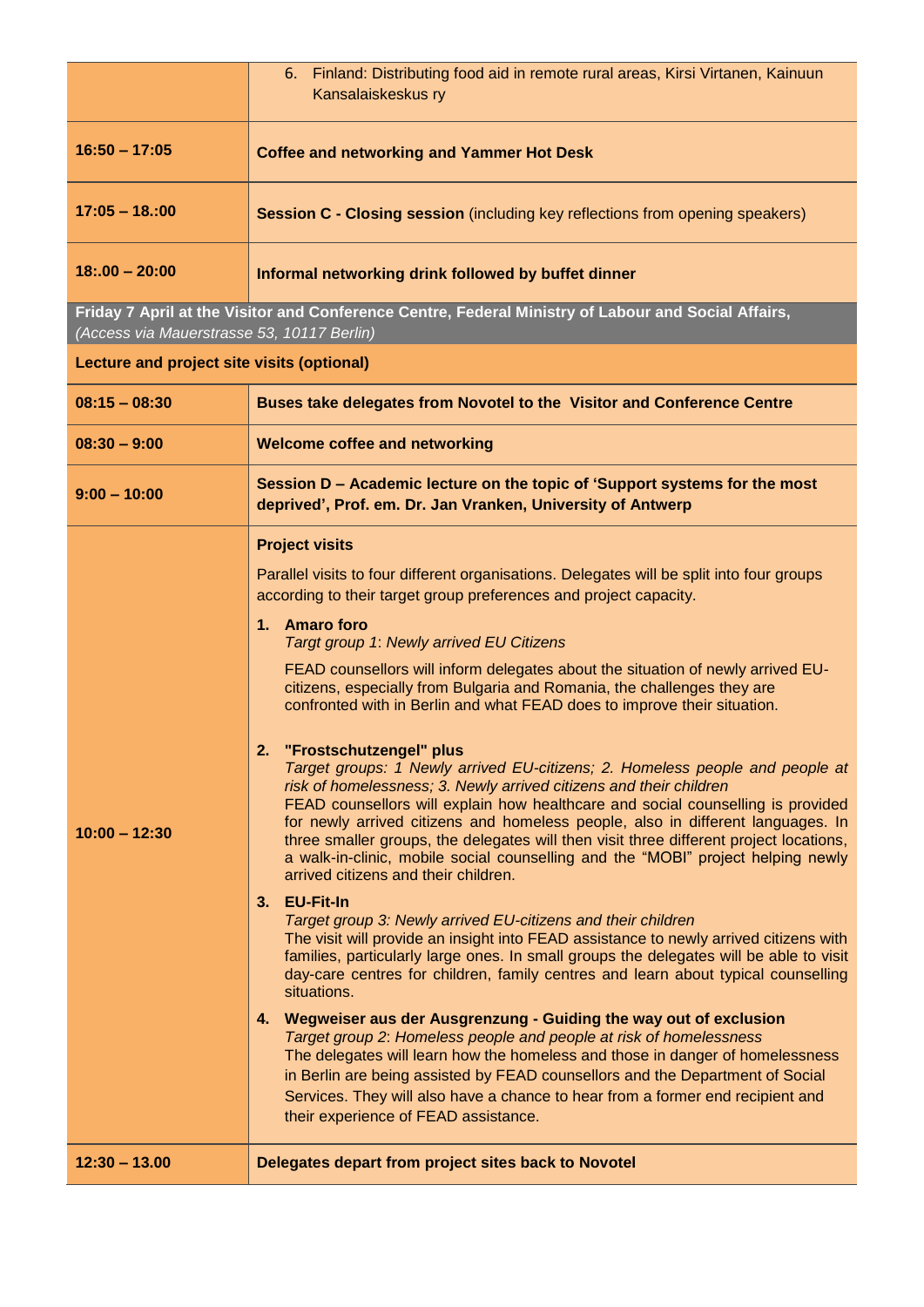| | |
|---|---|
| | 6. Finland: Distributing food aid in remote rural areas, Kirsi Virtanen, Kainuun Kansalaiskeskus ry |
| **16:50 – 17:05** | **Coffee and networking and Yammer Hot Desk** |
| **17:05 – 18.:00** | **Session C - Closing session** (including key reflections from opening speakers) |
| **18:.00 – 20:00** | **Informal networking drink followed by buffet dinner** |
| **Friday 7 April at the Visitor and Conference Centre, Federal Ministry of Labour and Social Affairs,** *(Access via Mauerstrasse 53, 10117 Berlin)* | |
| **Lecture and project site visits (optional)** | |
| **08:15 – 08:30** | **Buses take delegates from Novotel to the Visitor and Conference Centre** |
| **08:30 – 9:00** | **Welcome coffee and networking** |
| **9:00 – 10:00** | **Session D – Academic lecture on the topic of 'Support systems for the most deprived', Prof. em. Dr. Jan Vranken, University of Antwerp** |
| **10:00 – 12:30** | **Project visits**<br><br>Parallel visits to four different organisations. Delegates will be split into four groups according to their target group preferences and project capacity.<br><br>**1. Amaro foro**<br>*Targt group 1: Newly arrived EU Citizens*<br>FEAD counsellors will inform delegates about the situation of newly arrived EU-citizens, especially from Bulgaria and Romania, the challenges they are confronted with in Berlin and what FEAD does to improve their situation.<br><br>**2. "Frostschutzengel" plus**<br>*Target groups: 1 Newly arrived EU-citizens; 2. Homeless people and people at risk of homelessness; 3. Newly arrived citizens and their children*<br>FEAD counsellors will explain how healthcare and social counselling is provided for newly arrived citizens and homeless people, also in different languages. In three smaller groups, the delegates will then visit three different project locations, a walk-in-clinic, mobile social counselling and the "MOBI" project helping newly arrived citizens and their children.<br><br>**3. EU-Fit-In**<br>*Target group 3: Newly arrived EU-citizens and their children*<br>The visit will provide an insight into FEAD assistance to newly arrived citizens with families, particularly large ones. In small groups the delegates will be able to visit day-care centres for children, family centres and learn about typical counselling situations.<br><br>**4. Wegweiser aus der Ausgrenzung - Guiding the way out of exclusion**<br>*Target group 2: Homeless people and people at risk of homelessness*<br>The delegates will learn how the homeless and those in danger of homelessness in Berlin are being assisted by FEAD counsellors and the Department of Social Services. They will also have a chance to hear from a former end recipient and their experience of FEAD assistance. |
| **12:30 – 13.00** | **Delegates depart from project sites back to Novotel** |